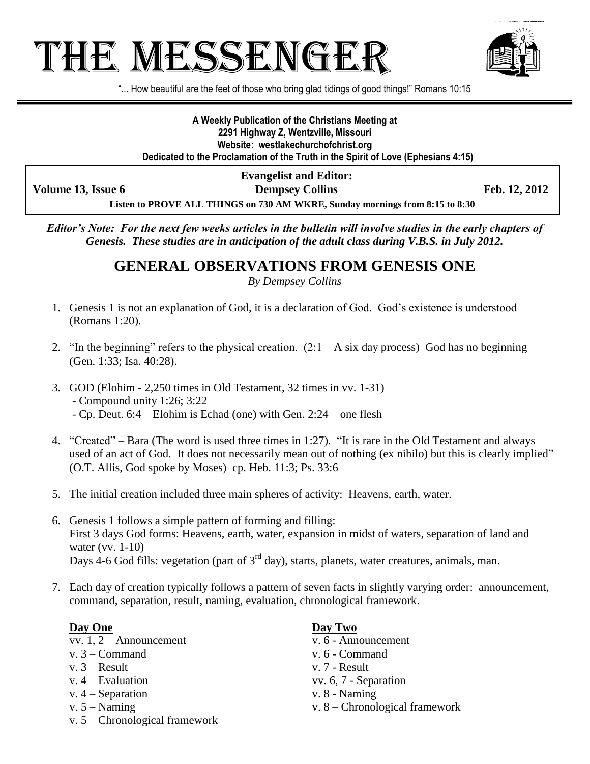# THE MESSENGER

"... How beautiful are the feet of those who bring glad tidings of good things!" Romans 10:15

**A Weekly Publication of the Christians Meeting at**
**2291 Highway Z, Wentzville, Missouri**
**Website: westlakechurchofchrist.org**
**Dedicated to the Proclamation of the Truth in the Spirit of Love (Ephesians 4:15)**

**Evangelist and Editor:**
**Dempsey Collins**

**Volume 13, Issue 6** **Feb. 12, 2012**

**Listen to PROVE ALL THINGS on 730 AM WKRE, Sunday mornings from 8:15 to 8:30**

***Editor's Note: For the next few weeks articles in the bulletin will involve studies in the early chapters of Genesis. These studies are in anticipation of the adult class during V.B.S. in July 2012.***

## GENERAL OBSERVATIONS FROM GENESIS ONE

*By Dempsey Collins*

1. Genesis 1 is not an explanation of God, it is a declaration of God. God's existence is understood (Romans 1:20).

2. "In the beginning" refers to the physical creation. (2:1 – A six day process) God has no beginning (Gen. 1:33; Isa. 40:28).

3. GOD (Elohim - 2,250 times in Old Testament, 32 times in vv. 1-31)
   - Compound unity 1:26; 3:22
   - Cp. Deut. 6:4 – Elohim is Echad (one) with Gen. 2:24 – one flesh

4. "Created" – Bara (The word is used three times in 1:27). "It is rare in the Old Testament and always used of an act of God. It does not necessarily mean out of nothing (ex nihilo) but this is clearly implied" (O.T. Allis, God spoke by Moses) cp. Heb. 11:3; Ps. 33:6

5. The initial creation included three main spheres of activity: Heavens, earth, water.

6. Genesis 1 follows a simple pattern of forming and filling:
   First 3 days God forms: Heavens, earth, water, expansion in midst of waters, separation of land and water (vv. 1-10)
   Days 4-6 God fills: vegetation (part of 3rd day), starts, planets, water creatures, animals, man.

7. Each day of creation typically follows a pattern of seven facts in slightly varying order: announcement, command, separation, result, naming, evaluation, chronological framework.

**Day One**

vv. 1, 2 – Announcement
v. 3 – Command
v. 3 – Result
v. 4 – Evaluation
v. 4 – Separation
v. 5 – Naming
v. 5 – Chronological framework

**Day Two**

v. 6 - Announcement
v. 6 - Command
v. 7 - Result
vv. 6, 7 - Separation
v. 8 - Naming
v. 8 – Chronological framework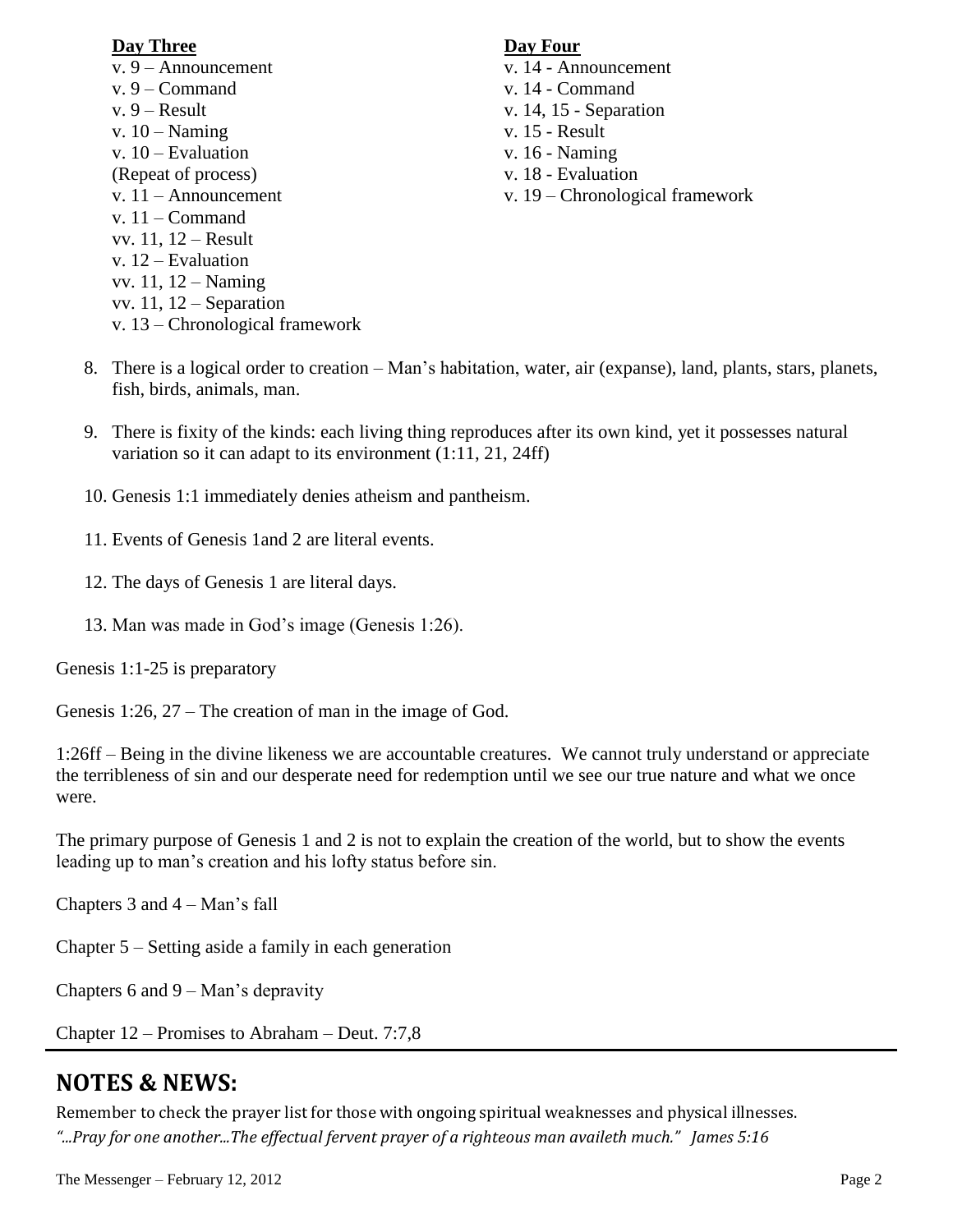**Day Three**

v. 9 – Announcement
v. 9 – Command
v. 9 – Result
v. 10 – Naming
v. 10 – Evaluation
(Repeat of process)
v. 11 – Announcement
v. 11 – Command
vv. 11, 12 – Result
v. 12 – Evaluation
vv. 11, 12 – Naming
vv. 11, 12 – Separation
v. 13 – Chronological framework

**Day Four**

v. 14 - Announcement
v. 14 - Command
v. 14, 15 - Separation
v. 15 - Result
v. 16 - Naming
v. 18 - Evaluation
v. 19 – Chronological framework

8. There is a logical order to creation – Man's habitation, water, air (expanse), land, plants, stars, planets, fish, birds, animals, man.

9. There is fixity of the kinds: each living thing reproduces after its own kind, yet it possesses natural variation so it can adapt to its environment (1:11, 21, 24ff)

10. Genesis 1:1 immediately denies atheism and pantheism.

11. Events of Genesis 1and 2 are literal events.

12. The days of Genesis 1 are literal days.

13. Man was made in God's image (Genesis 1:26).

Genesis 1:1-25 is preparatory

Genesis 1:26, 27 – The creation of man in the image of God.

1:26ff – Being in the divine likeness we are accountable creatures. We cannot truly understand or appreciate the terribleness of sin and our desperate need for redemption until we see our true nature and what we once were.

The primary purpose of Genesis 1 and 2 is not to explain the creation of the world, but to show the events leading up to man's creation and his lofty status before sin.

Chapters 3 and 4 – Man's fall

Chapter 5 – Setting aside a family in each generation

Chapters 6 and 9 – Man's depravity

Chapter 12 – Promises to Abraham – Deut. 7:7,8

## NOTES & NEWS:

Remember to check the prayer list for those with ongoing spiritual weaknesses and physical illnesses.
*"…Pray for one another…The effectual fervent prayer of a righteous man availeth much." James 5:16*